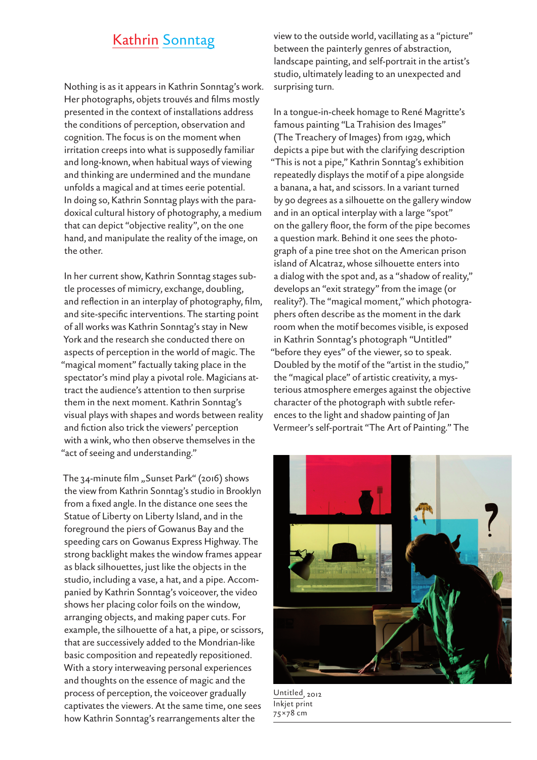# Kathrin Sonntag

Nothing is as it appears in Kathrin Sonntag's work. Her photographs, objets trouvés and films mostly presented in the context of installations address the conditions of perception, observation and cognition. The focus is on the moment when irritation creeps into what is supposedly familiar and long-known, when habitual ways of viewing and thinking are undermined and the mundane unfolds a magical and at times eerie potential. In doing so, Kathrin Sonntag plays with the paradoxical cultural history of photography, a medium that can depict "objective reality", on the one hand, and manipulate the reality of the image, on the other.

In her current show, Kathrin Sonntag stages subtle processes of mimicry, exchange, doubling, and reflection in an interplay of photography, film, and site-specific interventions. The starting point of all works was Kathrin Sonntag's stay in New York and the research she conducted there on aspects of perception in the world of magic. The "magical moment" factually taking place in the spectator's mind play a pivotal role. Magicians attract the audience's attention to then surprise them in the next moment. Kathrin Sonntag's visual plays with shapes and words between reality and fiction also trick the viewers' perception with a wink, who then observe themselves in the "act of seeing and understanding."

The 34-minute film „Sunset Park" (2016) shows the view from Kathrin Sonntag's studio in Brooklyn from a fixed angle. In the distance one sees the Statue of Liberty on Liberty Island, and in the foreground the piers of Gowanus Bay and the speeding cars on Gowanus Express Highway. The strong backlight makes the window frames appear as black silhouettes, just like the objects in the studio, including a vase, a hat, and a pipe. Accompanied by Kathrin Sonntag's voiceover, the video shows her placing color foils on the window, arranging objects, and making paper cuts. For example, the silhouette of a hat, a pipe, or scissors, that are successively added to the Mondrian-like basic composition and repeatedly repositioned. With a story interweaving personal experiences and thoughts on the essence of magic and the process of perception, the voiceover gradually captivates the viewers. At the same time, one sees how Kathrin Sonntag's rearrangements alter the view to the outside world, vacillating as a "picture" between the painterly genres of abstraction, landscape painting, and self-portrait in the artist's studio, ultimately leading to an unexpected and surprising turn.

In a tongue-in-cheek homage to René Magritte's famous painting "La Trahision des Images" (The Treachery of Images) from 1929, which depicts a pipe but with the clarifying description "This is not a pipe," Kathrin Sonntag's exhibition repeatedly displays the motif of a pipe alongside a banana, a hat, and scissors. In a variant turned by 90 degrees as a silhouette on the gallery window and in an optical interplay with a large "spot" on the gallery floor, the form of the pipe becomes a question mark. Behind it one sees the photograph of a pine tree shot on the American prison island of Alcatraz, whose silhouette enters into a dialog with the spot and, as a "shadow of reality," develops an "exit strategy" from the image (or reality?). The "magical moment," which photographers often describe as the moment in the dark room when the motif becomes visible, is exposed in Kathrin Sonntag's photograph "Untitled" "before they eyes" of the viewer, so to speak. Doubled by the motif of the "artist in the studio," the "magical place" of artistic creativity, a mysterious atmosphere emerges against the objective character of the photograph with subtle references to the light and shadow painting of Jan Vermeer's self-portrait "The Art of Painting." The

Untitled, 2012
Inkjet print
75×78 cm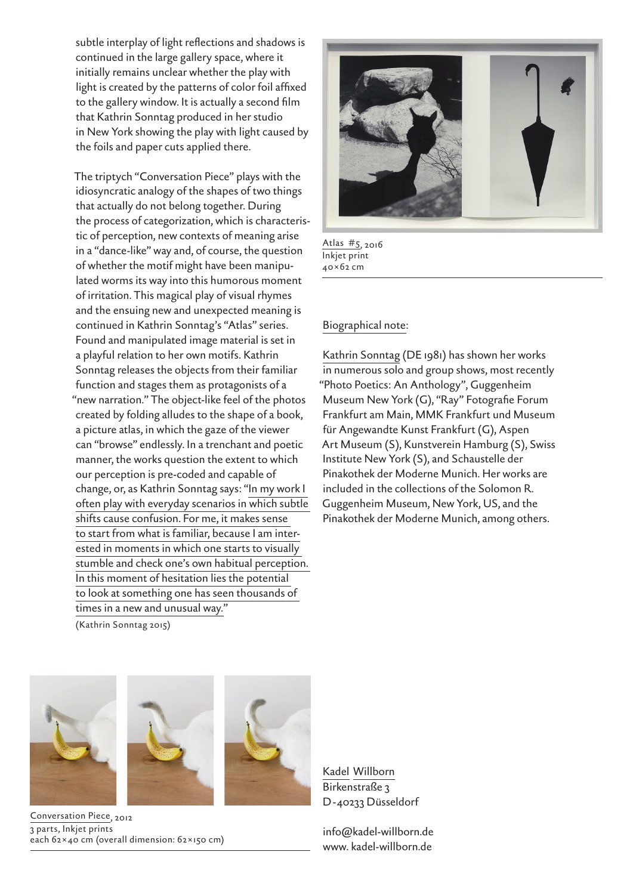subtle interplay of light reflections and shadows is continued in the large gallery space, where it initially remains unclear whether the play with light is created by the patterns of color foil affixed to the gallery window. It is actually a second film that Kathrin Sonntag produced in her studio in New York showing the play with light caused by the foils and paper cuts applied there.

The triptych "Conversation Piece" plays with the idiosyncratic analogy of the shapes of two things that actually do not belong together. During the process of categorization, which is characteristic of perception, new contexts of meaning arise in a "dance-like" way and, of course, the question of whether the motif might have been manipulated worms its way into this humorous moment of irritation. This magical play of visual rhymes and the ensuing new and unexpected meaning is continued in Kathrin Sonntag's "Atlas" series. Found and manipulated image material is set in a playful relation to her own motifs. Kathrin Sonntag releases the objects from their familiar function and stages them as protagonists of a "new narration." The object-like feel of the photos created by folding alludes to the shape of a book, a picture atlas, in which the gaze of the viewer can "browse" endlessly. In a trenchant and poetic manner, the works question the extent to which our perception is pre-coded and capable of change, or, as Kathrin Sonntag says: "In my work I often play with everyday scenarios in which subtle shifts cause confusion. For me, it makes sense to start from what is familiar, because I am interested in moments in which one starts to visually stumble and check one's own habitual perception. In this moment of hesitation lies the potential to look at something one has seen thousands of times in a new and unusual way."
(Kathrin Sonntag 2015)

Atlas #5, 2016
Inkjet print
40×62 cm

Biographical note:

Kathrin Sonntag (DE 1981) has shown her works in numerous solo and group shows, most recently "Photo Poetics: An Anthology", Guggenheim Museum New York (G), "Ray" Fotografie Forum Frankfurt am Main, MMK Frankfurt und Museum für Angewandte Kunst Frankfurt (G), Aspen Art Museum (S), Kunstverein Hamburg (S), Swiss Institute New York (S), and Schaustelle der Pinakothek der Moderne Munich. Her works are included in the collections of the Solomon R. Guggenheim Museum, New York, US, and the Pinakothek der Moderne Munich, among others.

Conversation Piece, 2012
3 parts, Inkjet prints
each 62×40 cm (overall dimension: 62×150 cm)

Kadel Willborn
Birkenstraße 3
D-40233 Düsseldorf

info@kadel-willborn.de
www. kadel-willborn.de